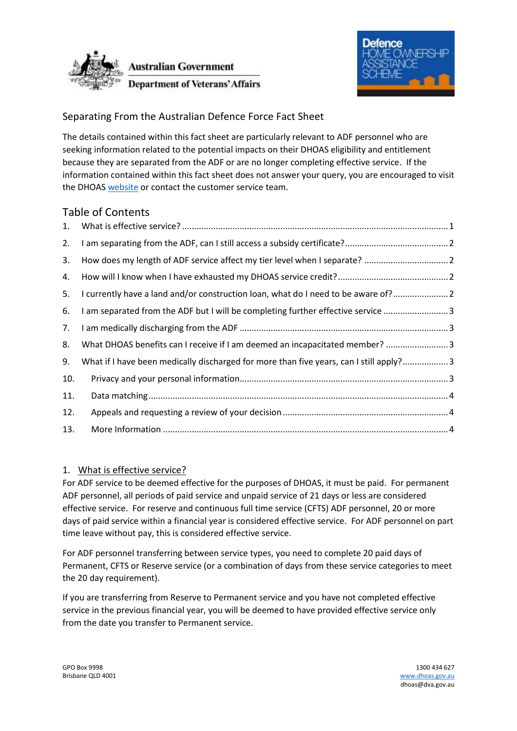Australian Government

Department of Veterans' Affairs

Defence HOME OWNERSHIP ASSISTANCE SCHEME

## Separating From the Australian Defence Force Fact Sheet

The details contained within this fact sheet are particularly relevant to ADF personnel who are seeking information related to the potential impacts on their DHOAS eligibility and entitlement because they are separated from the ADF or are no longer completing effective service. If the information contained within this fact sheet does not answer your query, you are encouraged to visit the DHOAS website or contact the customer service team.

## Table of Contents

1. What is effective service? ..... 1
2. I am separating from the ADF, can I still access a subsidy certificate? ..... 2
3. How does my length of ADF service affect my tier level when I separate? ..... 2
4. How will I know when I have exhausted my DHOAS service credit? ..... 2
5. I currently have a land and/or construction loan, what do I need to be aware of? ..... 2
6. I am separated from the ADF but I will be completing further effective service ..... 3
7. I am medically discharging from the ADF ..... 3
8. What DHOAS benefits can I receive if I am deemed an incapacitated member? ..... 3
9. What if I have been medically discharged for more than five years, can I still apply? ..... 3
10. Privacy and your personal information ..... 3
11. Data matching ..... 4
12. Appeals and requesting a review of your decision ..... 4
13. More Information ..... 4

### 1. What is effective service?

For ADF service to be deemed effective for the purposes of DHOAS, it must be paid. For permanent ADF personnel, all periods of paid service and unpaid service of 21 days or less are considered effective service. For reserve and continuous full time service (CFTS) ADF personnel, 20 or more days of paid service within a financial year is considered effective service. For ADF personnel on part time leave without pay, this is considered effective service.

For ADF personnel transferring between service types, you need to complete 20 paid days of Permanent, CFTS or Reserve service (or a combination of days from these service categories to meet the 20 day requirement).

If you are transferring from Reserve to Permanent service and you have not completed effective service in the previous financial year, you will be deemed to have provided effective service only from the date you transfer to Permanent service.

GPO Box 9998
Brisbane QLD 4001

1300 434 627
www.dhoas.gov.au
dhoas@dva.gov.au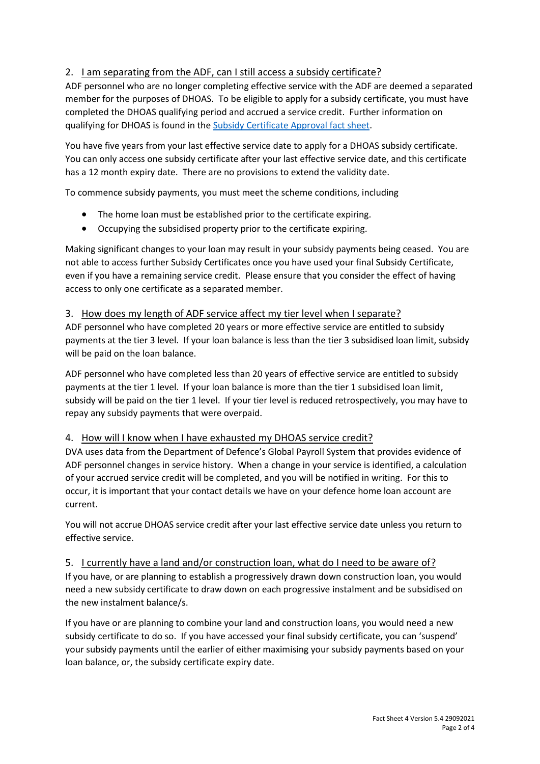## 2. I am separating from the ADF, can I still access a subsidy certificate?

ADF personnel who are no longer completing effective service with the ADF are deemed a separated member for the purposes of DHOAS. To be eligible to apply for a subsidy certificate, you must have completed the DHOAS qualifying period and accrued a service credit. Further information on qualifying for DHOAS is found in the [Subsidy Certificate Approval fact sheet](#).

You have five years from your last effective service date to apply for a DHOAS subsidy certificate. You can only access one subsidy certificate after your last effective service date, and this certificate has a 12 month expiry date. There are no provisions to extend the validity date.

To commence subsidy payments, you must meet the scheme conditions, including

- The home loan must be established prior to the certificate expiring.
- Occupying the subsidised property prior to the certificate expiring.

Making significant changes to your loan may result in your subsidy payments being ceased. You are not able to access further Subsidy Certificates once you have used your final Subsidy Certificate, even if you have a remaining service credit. Please ensure that you consider the effect of having access to only one certificate as a separated member.

## 3. How does my length of ADF service affect my tier level when I separate?

ADF personnel who have completed 20 years or more effective service are entitled to subsidy payments at the tier 3 level. If your loan balance is less than the tier 3 subsidised loan limit, subsidy will be paid on the loan balance.

ADF personnel who have completed less than 20 years of effective service are entitled to subsidy payments at the tier 1 level. If your loan balance is more than the tier 1 subsidised loan limit, subsidy will be paid on the tier 1 level. If your tier level is reduced retrospectively, you may have to repay any subsidy payments that were overpaid.

## 4. How will I know when I have exhausted my DHOAS service credit?

DVA uses data from the Department of Defence's Global Payroll System that provides evidence of ADF personnel changes in service history. When a change in your service is identified, a calculation of your accrued service credit will be completed, and you will be notified in writing. For this to occur, it is important that your contact details we have on your defence home loan account are current.

You will not accrue DHOAS service credit after your last effective service date unless you return to effective service.

## 5. I currently have a land and/or construction loan, what do I need to be aware of?

If you have, or are planning to establish a progressively drawn down construction loan, you would need a new subsidy certificate to draw down on each progressive instalment and be subsidised on the new instalment balance/s.

If you have or are planning to combine your land and construction loans, you would need a new subsidy certificate to do so. If you have accessed your final subsidy certificate, you can 'suspend' your subsidy payments until the earlier of either maximising your subsidy payments based on your loan balance, or, the subsidy certificate expiry date.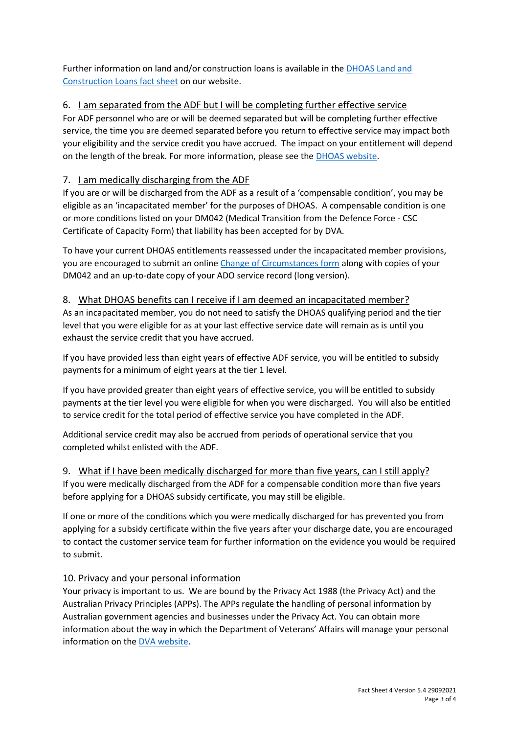Further information on land and/or construction loans is available in the [DHOAS Land and Construction Loans fact sheet](#) on our website.

## 6. I am separated from the ADF but I will be completing further effective service

For ADF personnel who are or will be deemed separated but will be completing further effective service, the time you are deemed separated before you return to effective service may impact both your eligibility and the service credit you have accrued. The impact on your entitlement will depend on the length of the break. For more information, please see the [DHOAS website](#).

## 7. I am medically discharging from the ADF

If you are or will be discharged from the ADF as a result of a 'compensable condition', you may be eligible as an 'incapacitated member' for the purposes of DHOAS. A compensable condition is one or more conditions listed on your DM042 (Medical Transition from the Defence Force - CSC Certificate of Capacity Form) that liability has been accepted for by DVA.

To have your current DHOAS entitlements reassessed under the incapacitated member provisions, you are encouraged to submit an online [Change of Circumstances form](#) along with copies of your DM042 and an up-to-date copy of your ADO service record (long version).

## 8. What DHOAS benefits can I receive if I am deemed an incapacitated member?

As an incapacitated member, you do not need to satisfy the DHOAS qualifying period and the tier level that you were eligible for as at your last effective service date will remain as is until you exhaust the service credit that you have accrued.

If you have provided less than eight years of effective ADF service, you will be entitled to subsidy payments for a minimum of eight years at the tier 1 level.

If you have provided greater than eight years of effective service, you will be entitled to subsidy payments at the tier level you were eligible for when you were discharged. You will also be entitled to service credit for the total period of effective service you have completed in the ADF.

Additional service credit may also be accrued from periods of operational service that you completed whilst enlisted with the ADF.

## 9. What if I have been medically discharged for more than five years, can I still apply?

If you were medically discharged from the ADF for a compensable condition more than five years before applying for a DHOAS subsidy certificate, you may still be eligible.

If one or more of the conditions which you were medically discharged for has prevented you from applying for a subsidy certificate within the five years after your discharge date, you are encouraged to contact the customer service team for further information on the evidence you would be required to submit.

## 10. Privacy and your personal information

Your privacy is important to us. We are bound by the Privacy Act 1988 (the Privacy Act) and the Australian Privacy Principles (APPs). The APPs regulate the handling of personal information by Australian government agencies and businesses under the Privacy Act. You can obtain more information about the way in which the Department of Veterans' Affairs will manage your personal information on the [DVA website](#).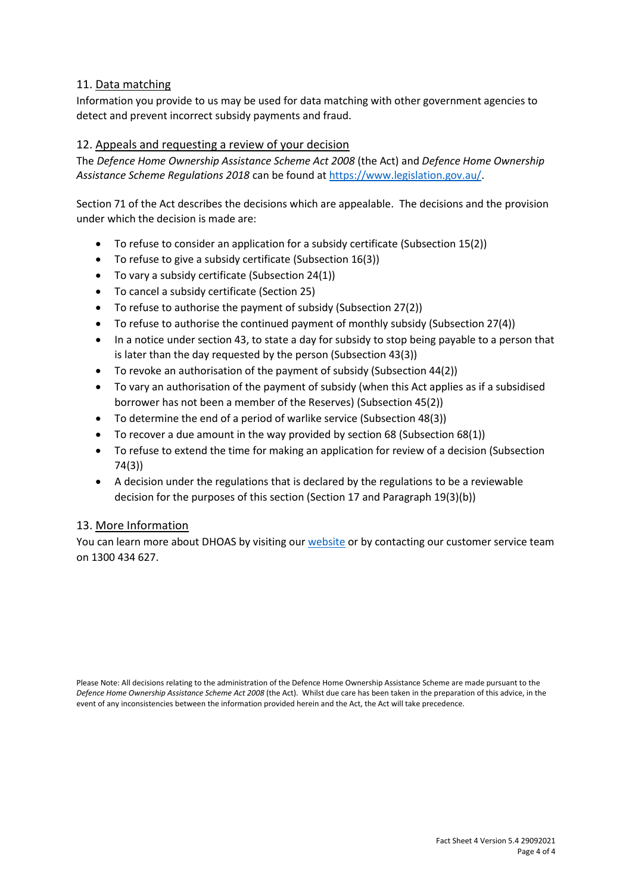## 11. Data matching

Information you provide to us may be used for data matching with other government agencies to detect and prevent incorrect subsidy payments and fraud.

## 12. Appeals and requesting a review of your decision

The *Defence Home Ownership Assistance Scheme Act 2008* (the Act) and *Defence Home Ownership Assistance Scheme Regulations 2018* can be found at [https://www.legislation.gov.au/](https://www.legislation.gov.au/).

Section 71 of the Act describes the decisions which are appealable. The decisions and the provision under which the decision is made are:

- To refuse to consider an application for a subsidy certificate (Subsection 15(2))
- To refuse to give a subsidy certificate (Subsection 16(3))
- To vary a subsidy certificate (Subsection 24(1))
- To cancel a subsidy certificate (Section 25)
- To refuse to authorise the payment of subsidy (Subsection 27(2))
- To refuse to authorise the continued payment of monthly subsidy (Subsection 27(4))
- In a notice under section 43, to state a day for subsidy to stop being payable to a person that is later than the day requested by the person (Subsection 43(3))
- To revoke an authorisation of the payment of subsidy (Subsection 44(2))
- To vary an authorisation of the payment of subsidy (when this Act applies as if a subsidised borrower has not been a member of the Reserves) (Subsection 45(2))
- To determine the end of a period of warlike service (Subsection 48(3))
- To recover a due amount in the way provided by section 68 (Subsection 68(1))
- To refuse to extend the time for making an application for review of a decision (Subsection 74(3))
- A decision under the regulations that is declared by the regulations to be a reviewable decision for the purposes of this section (Section 17 and Paragraph 19(3)(b))

## 13. More Information

You can learn more about DHOAS by visiting our website or by contacting our customer service team on 1300 434 627.

Please Note: All decisions relating to the administration of the Defence Home Ownership Assistance Scheme are made pursuant to the *Defence Home Ownership Assistance Scheme Act 2008* (the Act). Whilst due care has been taken in the preparation of this advice, in the event of any inconsistencies between the information provided herein and the Act, the Act will take precedence.

Fact Sheet 4 Version 5.4 29092021